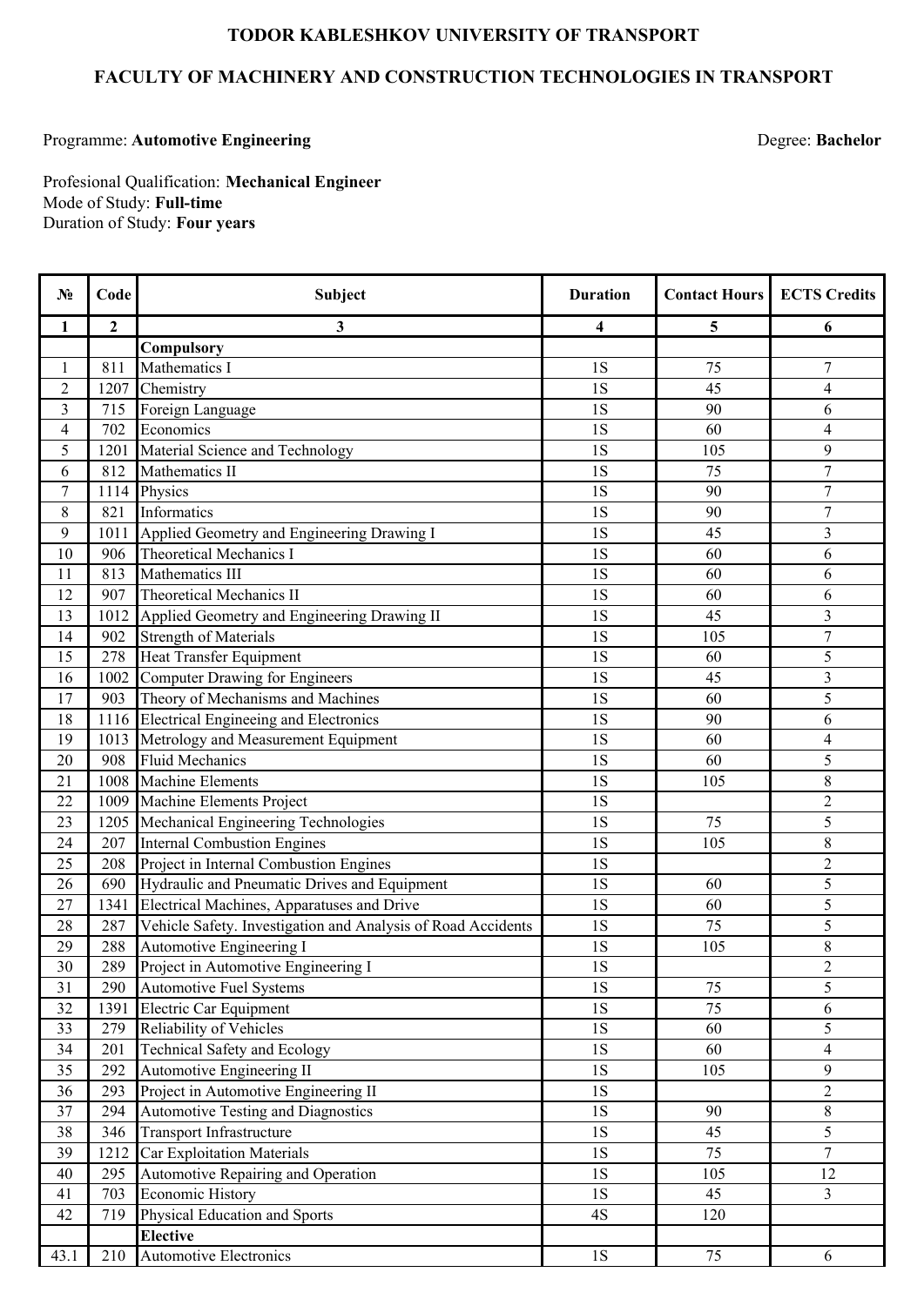# TODOR KABLESHKOV UNIVERSITY OF TRANSPORT

## FACULTY OF MACHINERY AND CONSTRUCTION TECHNOLOGIES IN TRANSPORT

Programme: **Automotive Engineering** Degree: **Bachelor**

Profesional Qualification: **Mechanical Engineer**
Mode of Study: **Full-time**
Duration of Study: **Four years**

| № | Code | Subject | Duration | Contact Hours | ECTS Credits |
|---|---|---|---|---|---|
| 1 | 2 | 3 | 4 | 5 | 6 |
| | | **Compulsory** | | | |
| 1 | 811 | Mathematics I | 1S | 75 | 7 |
| 2 | 1207 | Chemistry | 1S | 45 | 4 |
| 3 | 715 | Foreign Language | 1S | 90 | 6 |
| 4 | 702 | Economics | 1S | 60 | 4 |
| 5 | 1201 | Material Science and Technology | 1S | 105 | 9 |
| 6 | 812 | Mathematics II | 1S | 75 | 7 |
| 7 | 1114 | Physics | 1S | 90 | 7 |
| 8 | 821 | Informatics | 1S | 90 | 7 |
| 9 | 1011 | Applied Geometry and Engineering Drawing I | 1S | 45 | 3 |
| 10 | 906 | Theoretical Mechanics I | 1S | 60 | 6 |
| 11 | 813 | Mathematics III | 1S | 60 | 6 |
| 12 | 907 | Theoretical Mechanics II | 1S | 60 | 6 |
| 13 | 1012 | Applied Geometry and Engineering Drawing II | 1S | 45 | 3 |
| 14 | 902 | Strength of Materials | 1S | 105 | 7 |
| 15 | 278 | Heat Transfer Equipment | 1S | 60 | 5 |
| 16 | 1002 | Computer Drawing for Engineers | 1S | 45 | 3 |
| 17 | 903 | Theory of Mechanisms and Machines | 1S | 60 | 5 |
| 18 | 1116 | Electrical Engineeing and Electronics | 1S | 90 | 6 |
| 19 | 1013 | Metrology and Measurement Equipment | 1S | 60 | 4 |
| 20 | 908 | Fluid Mechanics | 1S | 60 | 5 |
| 21 | 1008 | Machine Elements | 1S | 105 | 8 |
| 22 | 1009 | Machine Elements Project | 1S | | 2 |
| 23 | 1205 | Mechanical Engineering Technologies | 1S | 75 | 5 |
| 24 | 207 | Internal Combustion Engines | 1S | 105 | 8 |
| 25 | 208 | Project in Internal Combustion Engines | 1S | | 2 |
| 26 | 690 | Hydraulic and Pneumatic Drives and Equipment | 1S | 60 | 5 |
| 27 | 1341 | Electrical Machines, Apparatuses and Drive | 1S | 60 | 5 |
| 28 | 287 | Vehicle Safety. Investigation and Analysis of Road Accidents | 1S | 75 | 5 |
| 29 | 288 | Automotive Engineering I | 1S | 105 | 8 |
| 30 | 289 | Project in Automotive Engineering I | 1S | | 2 |
| 31 | 290 | Automotive Fuel Systems | 1S | 75 | 5 |
| 32 | 1391 | Electric Car Equipment | 1S | 75 | 6 |
| 33 | 279 | Reliability of Vehicles | 1S | 60 | 5 |
| 34 | 201 | Technical Safety and Ecology | 1S | 60 | 4 |
| 35 | 292 | Automotive Engineering II | 1S | 105 | 9 |
| 36 | 293 | Project in Automotive Engineering II | 1S | | 2 |
| 37 | 294 | Automotive Testing and Diagnostics | 1S | 90 | 8 |
| 38 | 346 | Transport Infrastructure | 1S | 45 | 5 |
| 39 | 1212 | Car Exploitation Materials | 1S | 75 | 7 |
| 40 | 295 | Automotive Repairing and Operation | 1S | 105 | 12 |
| 41 | 703 | Economic History | 1S | 45 | 3 |
| 42 | 719 | Physical Education and Sports | 4S | 120 | |
| | | **Elective** | | | |
| 43.1 | 210 | Automotive Electronics | 1S | 75 | 6 |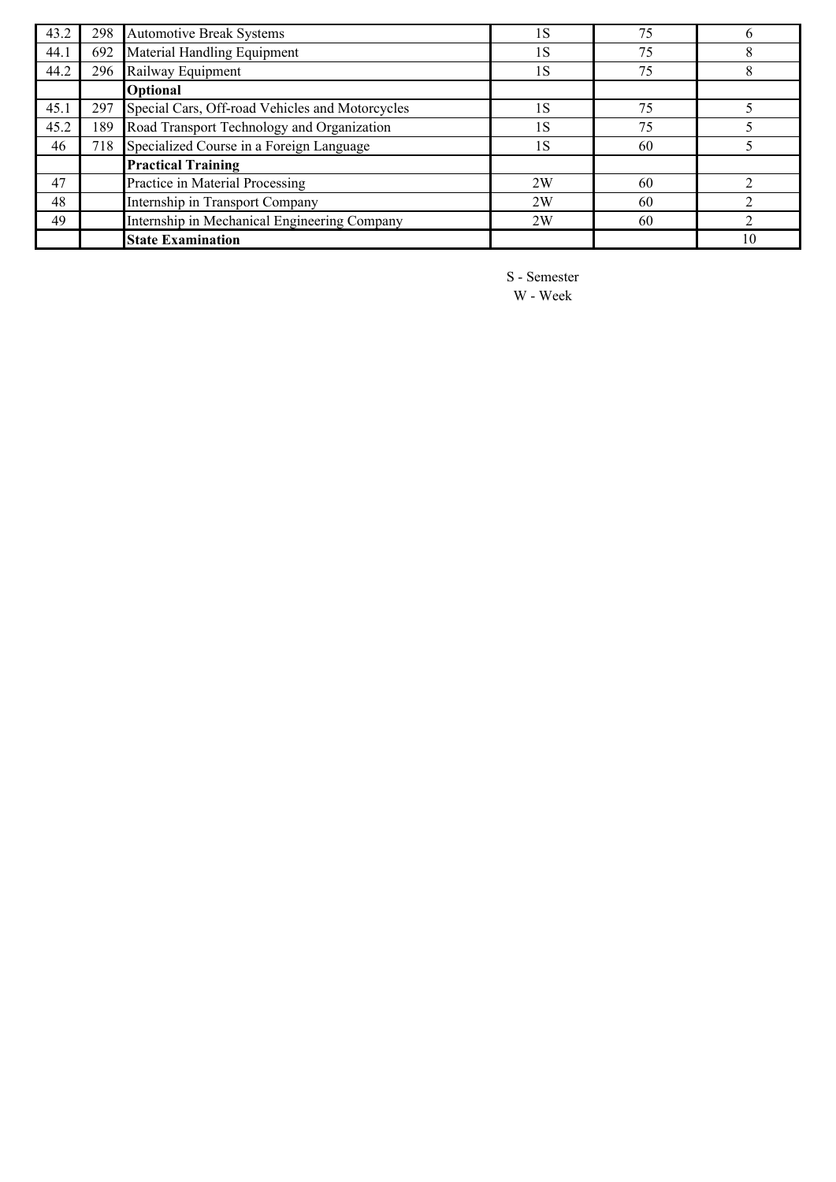| | | | | | |
|---|---|---|---|---|---|
| 43.2 | 298 | Automotive Break Systems | 1S | 75 | 6 |
| 44.1 | 692 | Material Handling Equipment | 1S | 75 | 8 |
| 44.2 | 296 | Railway Equipment | 1S | 75 | 8 |
| | | **Optional** | | | |
| 45.1 | 297 | Special Cars, Off-road Vehicles and Motorcycles | 1S | 75 | 5 |
| 45.2 | 189 | Road Transport Technology and Organization | 1S | 75 | 5 |
| 46 | 718 | Specialized Course in a Foreign Language | 1S | 60 | 5 |
| | | **Practical Training** | | | |
| 47 | | Practice in Material Processing | 2W | 60 | 2 |
| 48 | | Internship in Transport Company | 2W | 60 | 2 |
| 49 | | Internship in Mechanical Engineering Company | 2W | 60 | 2 |
| | | **State Examination** | | | 10 |

S - Semester

W - Week